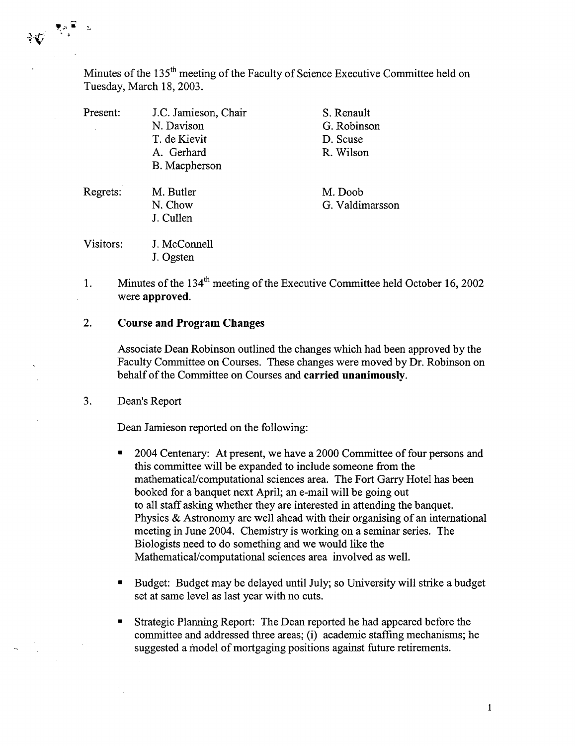Minutes of the 135th meeting of the Faculty of Science Executive Committee held on Tuesday, March 18, 2003.

| | | |
|---|---|---|
| Present: | J.C. Jamieson, Chair | S. Renault |
| | N. Davison | G. Robinson |
| | T. de Kievit | D. Scuse |
| | A. Gerhard | R. Wilson |
| | B. Macpherson | |
| Regrets: | M. Butler | M. Doob |
| | N. Chow | G. Valdimarsson |
| | J. Cullen | |
| Visitors: | J. McConnell | |
| | J. Ogsten | |

1. Minutes of the 134th meeting of the Executive Committee held October 16, 2002 were **approved.**

2. **Course and Program Changes**

   Associate Dean Robinson outlined the changes which had been approved by the Faculty Committee on Courses. These changes were moved by Dr. Robinson on behalf of the Committee on Courses and **carried unanimously.**

3. Dean's Report

   Dean Jamieson reported on the following:

   - 2004 Centenary: At present, we have a 2000 Committee of four persons and this committee will be expanded to include someone from the mathematical/computational sciences area. The Fort Garry Hotel has been booked for a banquet next April; an e-mail will be going out to all staff asking whether they are interested in attending the banquet. Physics & Astronomy are well ahead with their organising of an international meeting in June 2004. Chemistry is working on a seminar series. The Biologists need to do something and we would like the Mathematical/computational sciences area involved as well.

   - Budget: Budget may be delayed until July; so University will strike a budget set at same level as last year with no cuts.

   - Strategic Planning Report: The Dean reported he had appeared before the committee and addressed three areas; (i) academic staffing mechanisms; he suggested a model of mortgaging positions against future retirements.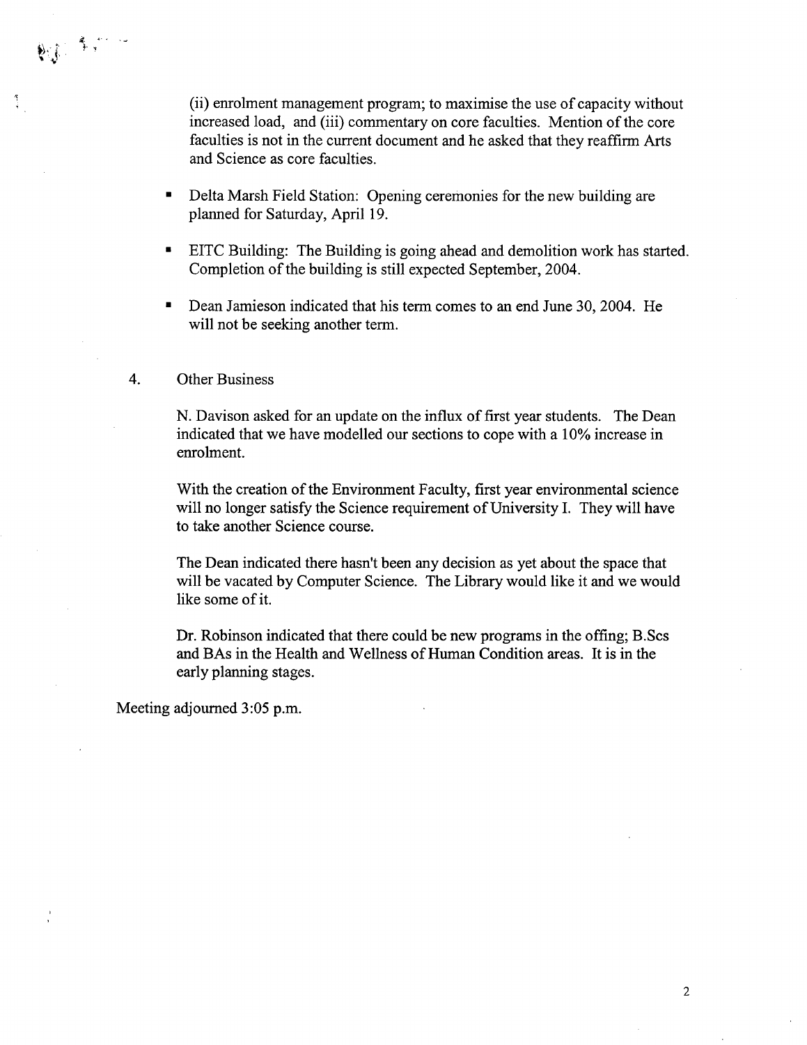(ii) enrolment management program; to maximise the use of capacity without increased load, and (iii) commentary on core faculties. Mention of the core faculties is not in the current document and he asked that they reaffirm Arts and Science as core faculties.

- Delta Marsh Field Station: Opening ceremonies for the new building are planned for Saturday, April 19.
- EITC Building: The Building is going ahead and demolition work has started. Completion of the building is still expected September, 2004.
- Dean Jamieson indicated that his term comes to an end June 30, 2004. He will not be seeking another term.

4. Other Business

N. Davison asked for an update on the influx of first year students. The Dean indicated that we have modelled our sections to cope with a 10% increase in enrolment.

With the creation of the Environment Faculty, first year environmental science will no longer satisfy the Science requirement of University I. They will have to take another Science course.

The Dean indicated there hasn't been any decision as yet about the space that will be vacated by Computer Science. The Library would like it and we would like some of it.

Dr. Robinson indicated that there could be new programs in the offing; B.Scs and BAs in the Health and Wellness of Human Condition areas. It is in the early planning stages.

Meeting adjourned 3:05 p.m.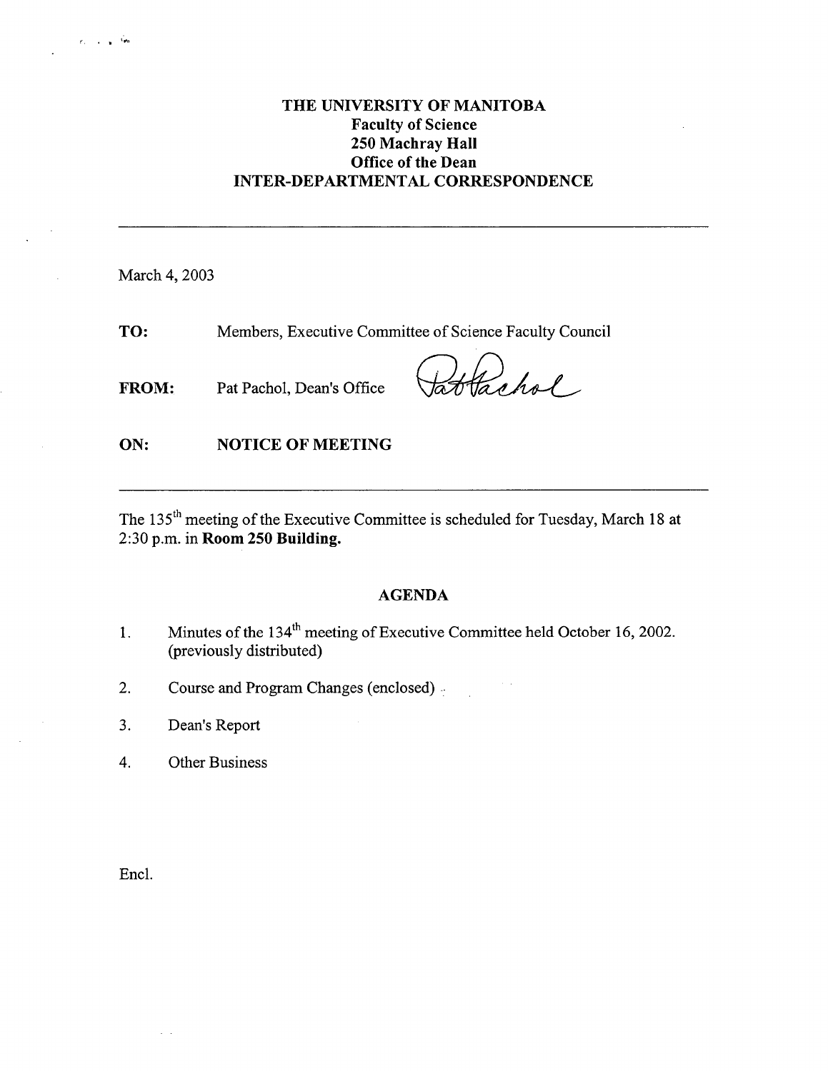**THE UNIVERSITY OF MANITOBA**
**Faculty of Science**
**250 Machray Hall**
**Office of the Dean**
**INTER-DEPARTMENTAL CORRESPONDENCE**

---

March 4, 2003

**TO:** Members, Executive Committee of Science Faculty Council

**FROM:** Pat Pachol, Dean's Office

**ON:** **NOTICE OF MEETING**

---

The 135th meeting of the Executive Committee is scheduled for Tuesday, March 18 at 2:30 p.m. in **Room 250 Building.**

## AGENDA

1. Minutes of the 134th meeting of Executive Committee held October 16, 2002. (previously distributed)
2. Course and Program Changes (enclosed)
3. Dean's Report
4. Other Business

Encl.